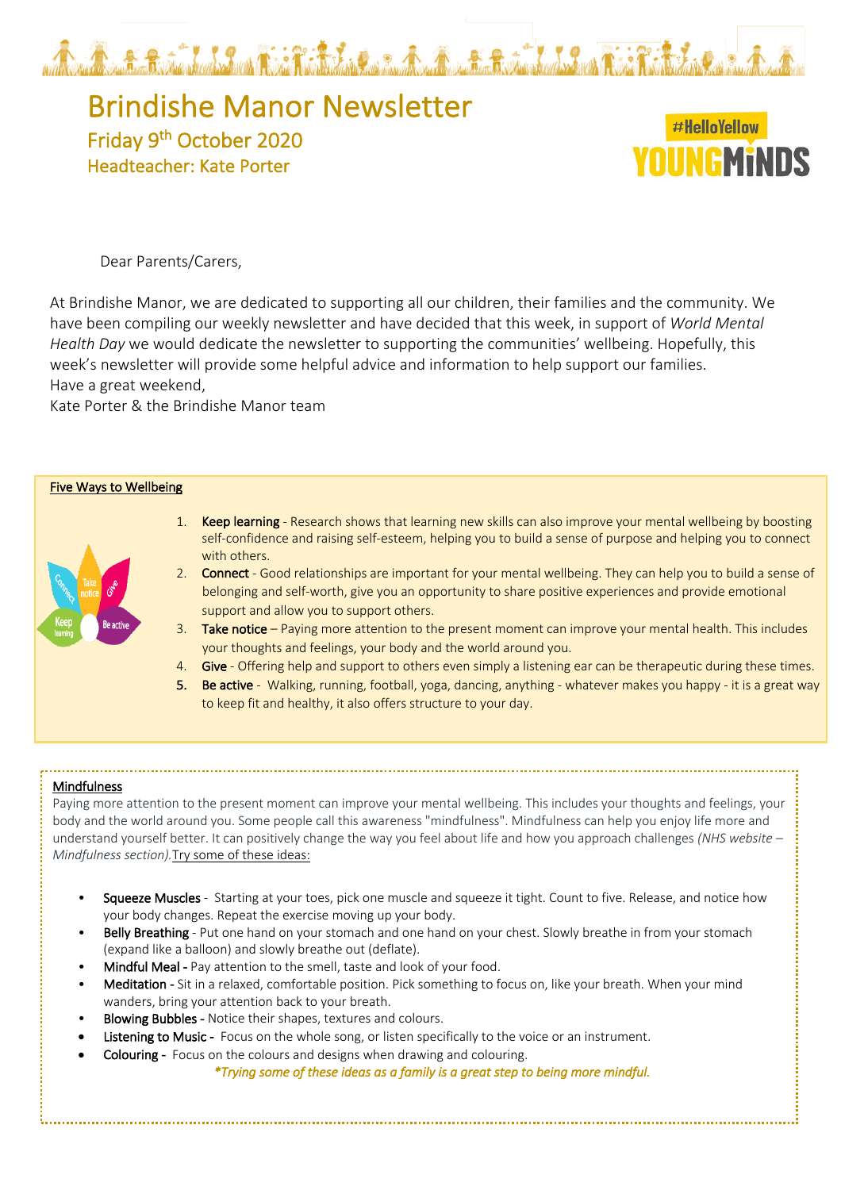# Brindishe Manor Newsletter

## Friday 9th October 2020

### Headteacher: Kate Porter

#HelloYellow YOUNGMINDS

Dear Parents/Carers,

At Brindishe Manor, we are dedicated to supporting all our children, their families and the community. We have been compiling our weekly newsletter and have decided that this week, in support of *World Mental Health Day* we would dedicate the newsletter to supporting the communities' wellbeing. Hopefully, this week's newsletter will provide some helpful advice and information to help support our families.
Have a great weekend,
Kate Porter & the Brindishe Manor team

## Five Ways to Wellbeing

1. **Keep learning** - Research shows that learning new skills can also improve your mental wellbeing by boosting self-confidence and raising self-esteem, helping you to build a sense of purpose and helping you to connect with others.
2. **Connect** - Good relationships are important for your mental wellbeing. They can help you to build a sense of belonging and self-worth, give you an opportunity to share positive experiences and provide emotional support and allow you to support others.
3. **Take notice** – Paying more attention to the present moment can improve your mental health. This includes your thoughts and feelings, your body and the world around you.
4. **Give** - Offering help and support to others even simply a listening ear can be therapeutic during these times.
5. **Be active** - Walking, running, football, yoga, dancing, anything - whatever makes you happy - it is a great way to keep fit and healthy, it also offers structure to your day.

## Mindfulness

Paying more attention to the present moment can improve your mental wellbeing. This includes your thoughts and feelings, your body and the world around you. Some people call this awareness "mindfulness". Mindfulness can help you enjoy life more and understand yourself better. It can positively change the way you feel about life and how you approach challenges *(NHS website – Mindfulness section).* Try some of these ideas:

- **Squeeze Muscles** - Starting at your toes, pick one muscle and squeeze it tight. Count to five. Release, and notice how your body changes. Repeat the exercise moving up your body.
- **Belly Breathing** - Put one hand on your stomach and one hand on your chest. Slowly breathe in from your stomach (expand like a balloon) and slowly breathe out (deflate).
- **Mindful Meal** - Pay attention to the smell, taste and look of your food.
- **Meditation** - Sit in a relaxed, comfortable position. Pick something to focus on, like your breath. When your mind wanders, bring your attention back to your breath.
- **Blowing Bubbles** - Notice their shapes, textures and colours.
- **Listening to Music** - Focus on the whole song, or listen specifically to the voice or an instrument.
- **Colouring** - Focus on the colours and designs when drawing and colouring.

*\*Trying some of these ideas as a family is a great step to being more mindful.*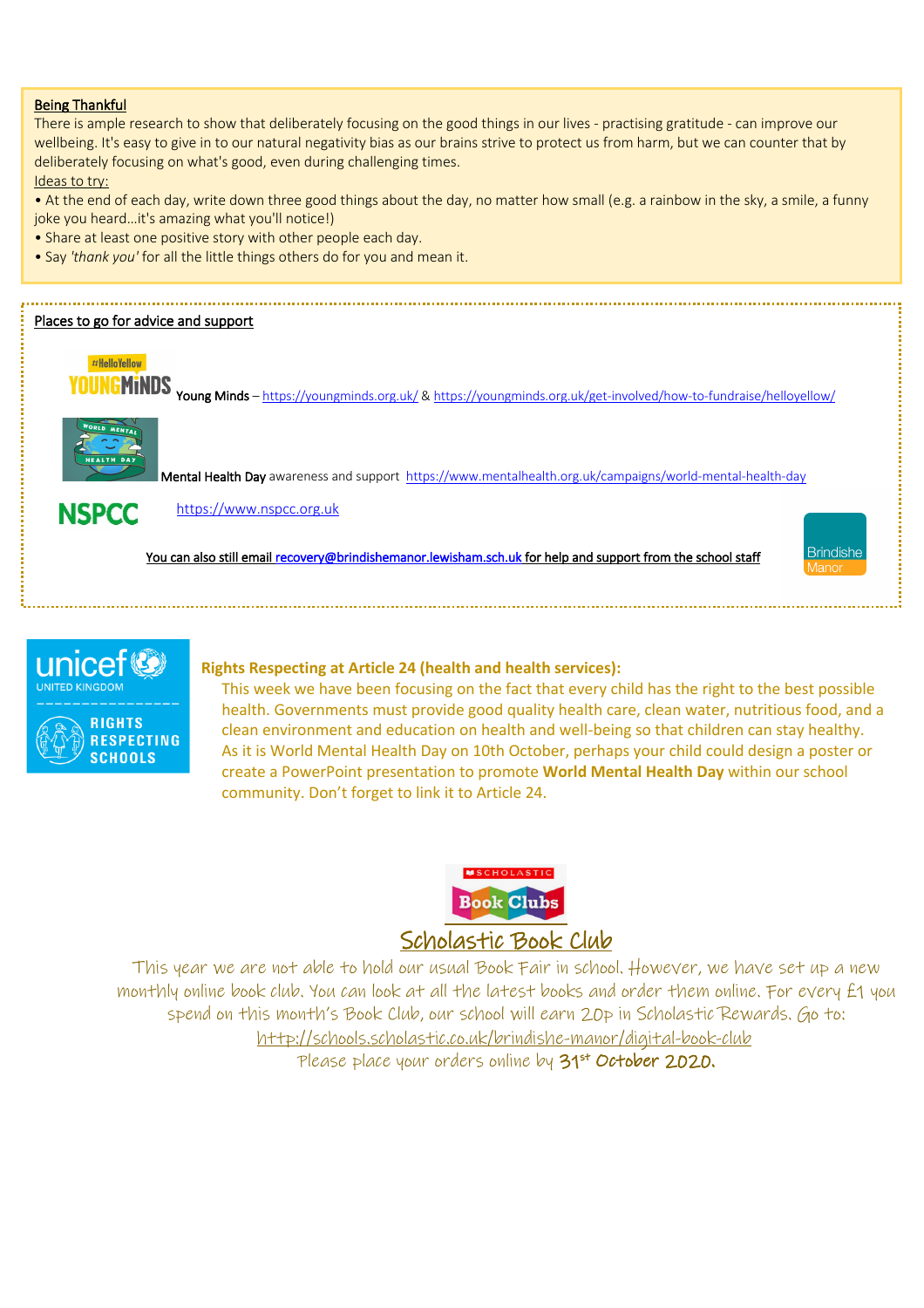## Being Thankful

There is ample research to show that deliberately focusing on the good things in our lives - practising gratitude - can improve our wellbeing. It's easy to give in to our natural negativity bias as our brains strive to protect us from harm, but we can counter that by deliberately focusing on what's good, even during challenging times.

Ideas to try:

- At the end of each day, write down three good things about the day, no matter how small (e.g. a rainbow in the sky, a smile, a funny joke you heard…it's amazing what you'll notice!)
- Share at least one positive story with other people each day.
- Say *'thank you'* for all the little things others do for you and mean it.

## Places to go for advice and support

**Young Minds** – https://youngminds.org.uk/ & https://youngminds.org.uk/get-involved/how-to-fundraise/helloyellow/

**Mental Health Day** awareness and support https://www.mentalhealth.org.uk/campaigns/world-mental-health-day

NSPCC https://www.nspcc.org.uk

You can also still email recovery@brindishemanor.lewisham.sch.uk for help and support from the school staff

## Rights Respecting at Article 24 (health and health services):

This week we have been focusing on the fact that every child has the right to the best possible health. Governments must provide good quality health care, clean water, nutritious food, and a clean environment and education on health and well-being so that children can stay healthy. As it is World Mental Health Day on 10th October, perhaps your child could design a poster or create a PowerPoint presentation to promote **World Mental Health Day** within our school community. Don't forget to link it to Article 24.

## Scholastic Book Club

This year we are not able to hold our usual Book Fair in school. However, we have set up a new monthly online book club. You can look at all the latest books and order them online. For every £1 you spend on this month's Book Club, our school will earn 20p in Scholastic Rewards. Go to: http://schools.scholastic.co.uk/brindishe-manor/digital-book-club

Please place your orders online by **31st October 2020.**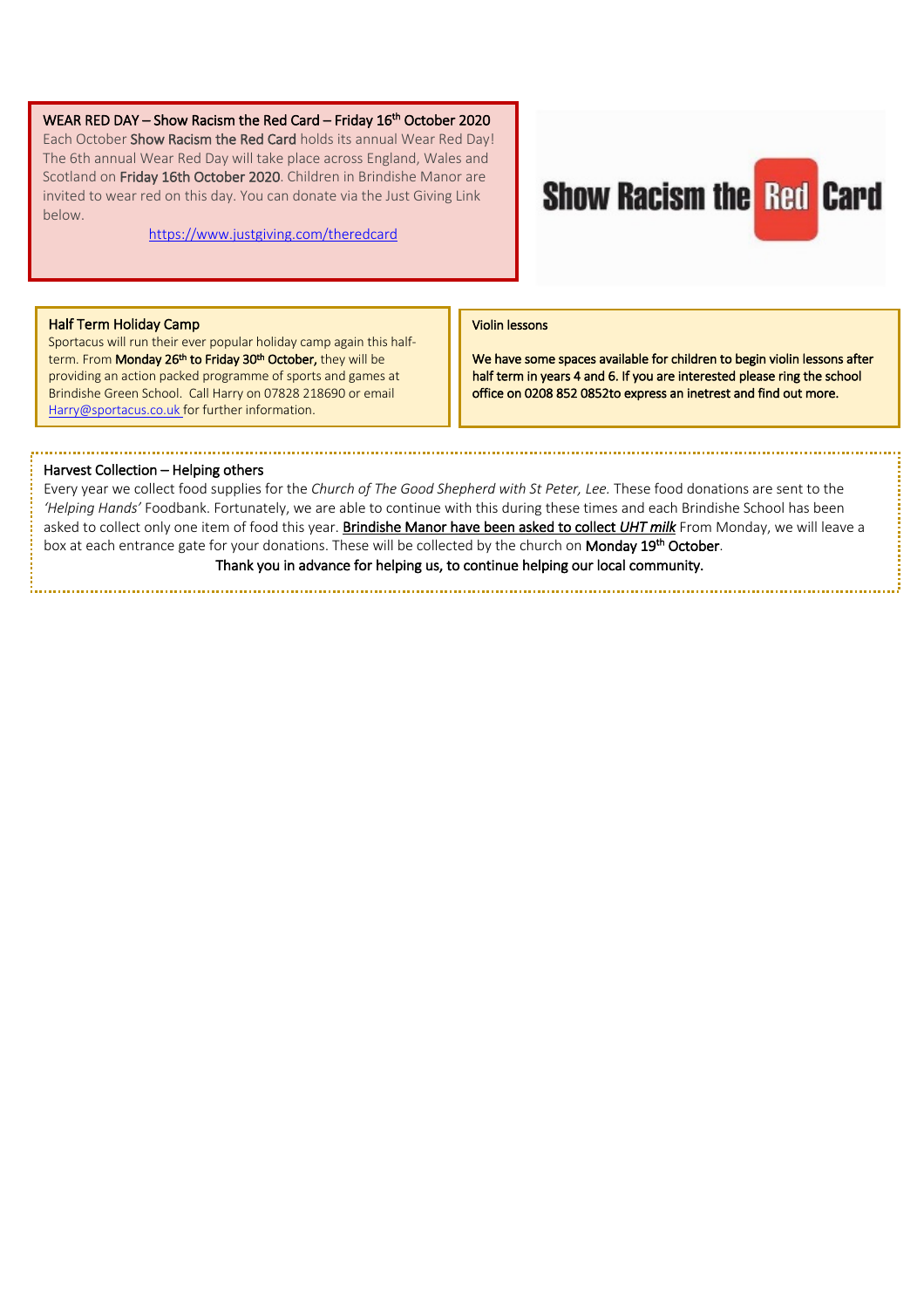### WEAR RED DAY – Show Racism the Red Card – Friday 16th October 2020

Each October **Show Racism the Red Card** holds its annual Wear Red Day! The 6th annual Wear Red Day will take place across England, Wales and Scotland on **Friday 16th October 2020**. Children in Brindishe Manor are invited to wear red on this day. You can donate via the Just Giving Link below.

https://www.justgiving.com/theredcard

Show Racism the Red Card

### Half Term Holiday Camp

Sportacus will run their ever popular holiday camp again this half-term. From **Monday 26th to Friday 30th October,** they will be providing an action packed programme of sports and games at Brindishe Green School. Call Harry on 07828 218690 or email Harry@sportacus.co.uk for further information.

### Violin lessons

**We have some spaces available for children to begin violin lessons after half term in years 4 and 6. If you are interested please ring the school office on 0208 852 0852to express an inetrest and find out more.**

### Harvest Collection – Helping others

Every year we collect food supplies for the *Church of The Good Shepherd with St Peter, Lee.* These food donations are sent to the *'Helping Hands'* Foodbank. Fortunately, we are able to continue with this during these times and each Brindishe School has been asked to collect only one item of food this year. **Brindishe Manor have been asked to collect *UHT milk*** From Monday, we will leave a box at each entrance gate for your donations. These will be collected by the church on **Monday 19th October**.

**Thank you in advance for helping us, to continue helping our local community.**